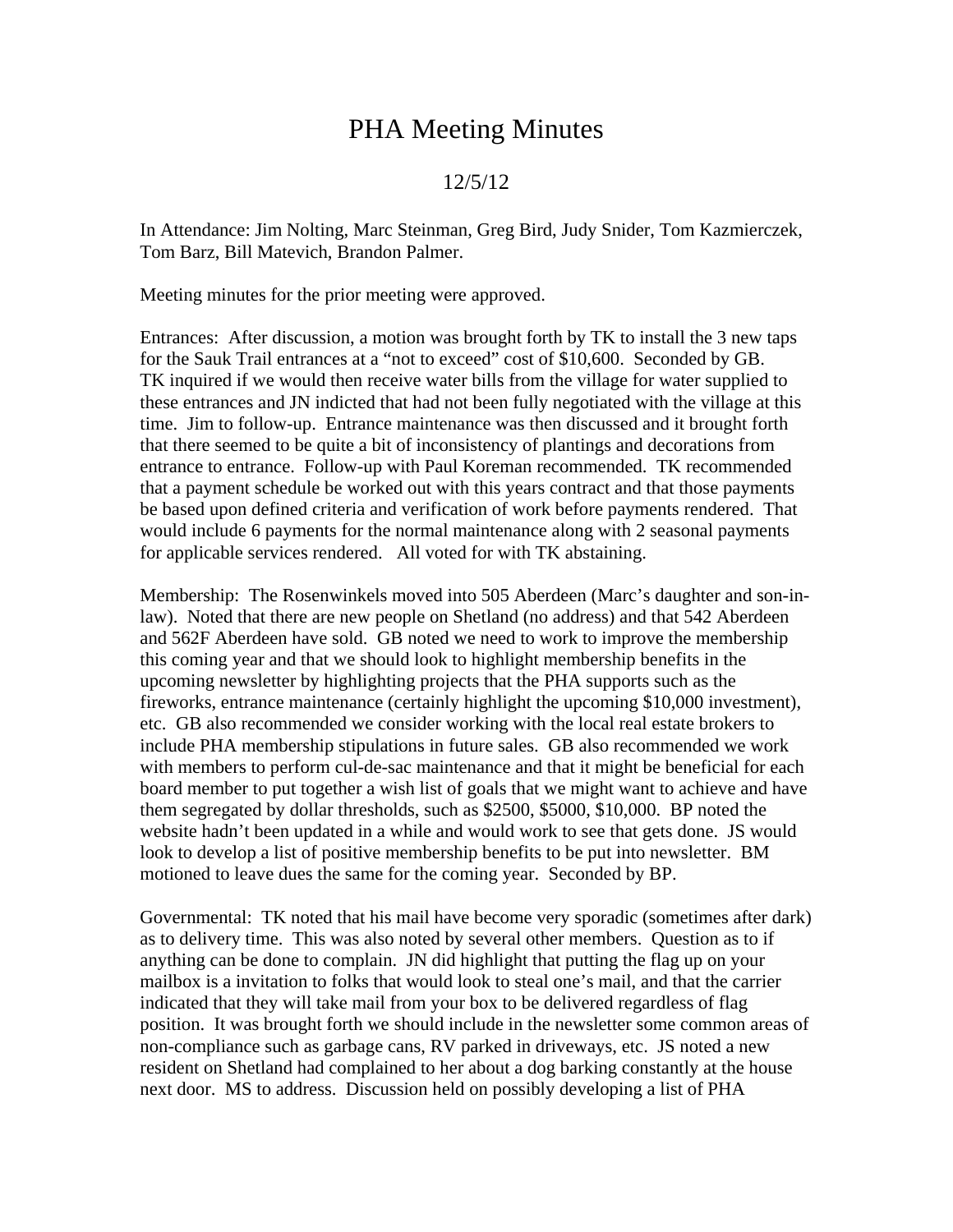# PHA Meeting Minutes

12/5/12

In Attendance: Jim Nolting, Marc Steinman, Greg Bird, Judy Snider, Tom Kazmierczek, Tom Barz, Bill Matevich, Brandon Palmer.

Meeting minutes for the prior meeting were approved.

Entrances: After discussion, a motion was brought forth by TK to install the 3 new taps for the Sauk Trail entrances at a "not to exceed" cost of $10,600. Seconded by GB. TK inquired if we would then receive water bills from the village for water supplied to these entrances and JN indicted that had not been fully negotiated with the village at this time. Jim to follow-up. Entrance maintenance was then discussed and it brought forth that there seemed to be quite a bit of inconsistency of plantings and decorations from entrance to entrance. Follow-up with Paul Koreman recommended. TK recommended that a payment schedule be worked out with this years contract and that those payments be based upon defined criteria and verification of work before payments rendered. That would include 6 payments for the normal maintenance along with 2 seasonal payments for applicable services rendered. All voted for with TK abstaining.

Membership: The Rosenwinkels moved into 505 Aberdeen (Marc's daughter and son-in-law). Noted that there are new people on Shetland (no address) and that 542 Aberdeen and 562F Aberdeen have sold. GB noted we need to work to improve the membership this coming year and that we should look to highlight membership benefits in the upcoming newsletter by highlighting projects that the PHA supports such as the fireworks, entrance maintenance (certainly highlight the upcoming $10,000 investment), etc. GB also recommended we consider working with the local real estate brokers to include PHA membership stipulations in future sales. GB also recommended we work with members to perform cul-de-sac maintenance and that it might be beneficial for each board member to put together a wish list of goals that we might want to achieve and have them segregated by dollar thresholds, such as $2500, $5000, $10,000. BP noted the website hadn't been updated in a while and would work to see that gets done. JS would look to develop a list of positive membership benefits to be put into newsletter. BM motioned to leave dues the same for the coming year. Seconded by BP.

Governmental: TK noted that his mail have become very sporadic (sometimes after dark) as to delivery time. This was also noted by several other members. Question as to if anything can be done to complain. JN did highlight that putting the flag up on your mailbox is a invitation to folks that would look to steal one's mail, and that the carrier indicated that they will take mail from your box to be delivered regardless of flag position. It was brought forth we should include in the newsletter some common areas of non-compliance such as garbage cans, RV parked in driveways, etc. JS noted a new resident on Shetland had complained to her about a dog barking constantly at the house next door. MS to address. Discussion held on possibly developing a list of PHA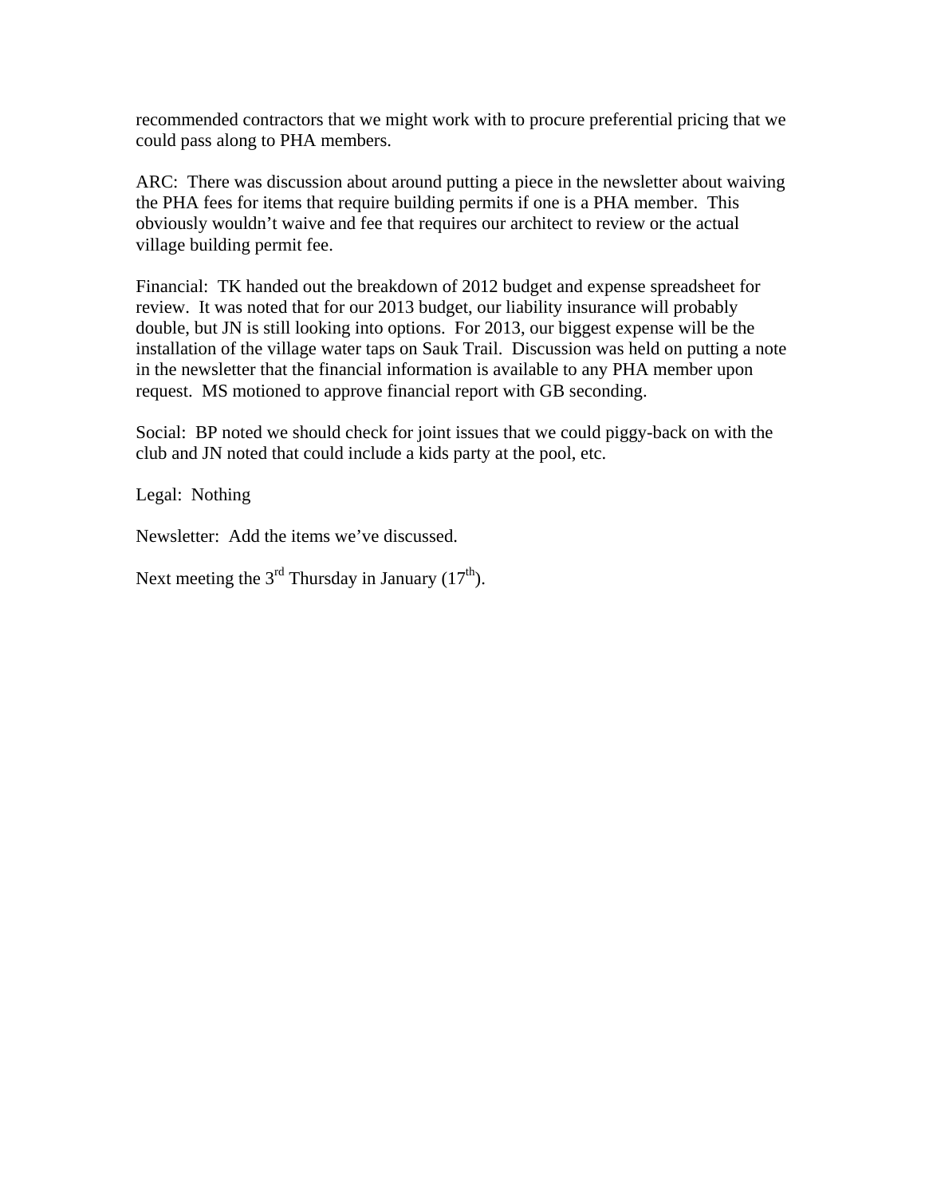recommended contractors that we might work with to procure preferential pricing that we could pass along to PHA members.

ARC: There was discussion about around putting a piece in the newsletter about waiving the PHA fees for items that require building permits if one is a PHA member. This obviously wouldn't waive and fee that requires our architect to review or the actual village building permit fee.

Financial: TK handed out the breakdown of 2012 budget and expense spreadsheet for review. It was noted that for our 2013 budget, our liability insurance will probably double, but JN is still looking into options. For 2013, our biggest expense will be the installation of the village water taps on Sauk Trail. Discussion was held on putting a note in the newsletter that the financial information is available to any PHA member upon request. MS motioned to approve financial report with GB seconding.

Social: BP noted we should check for joint issues that we could piggy-back on with the club and JN noted that could include a kids party at the pool, etc.

Legal: Nothing

Newsletter: Add the items we've discussed.

Next meeting the 3rd Thursday in January (17th).